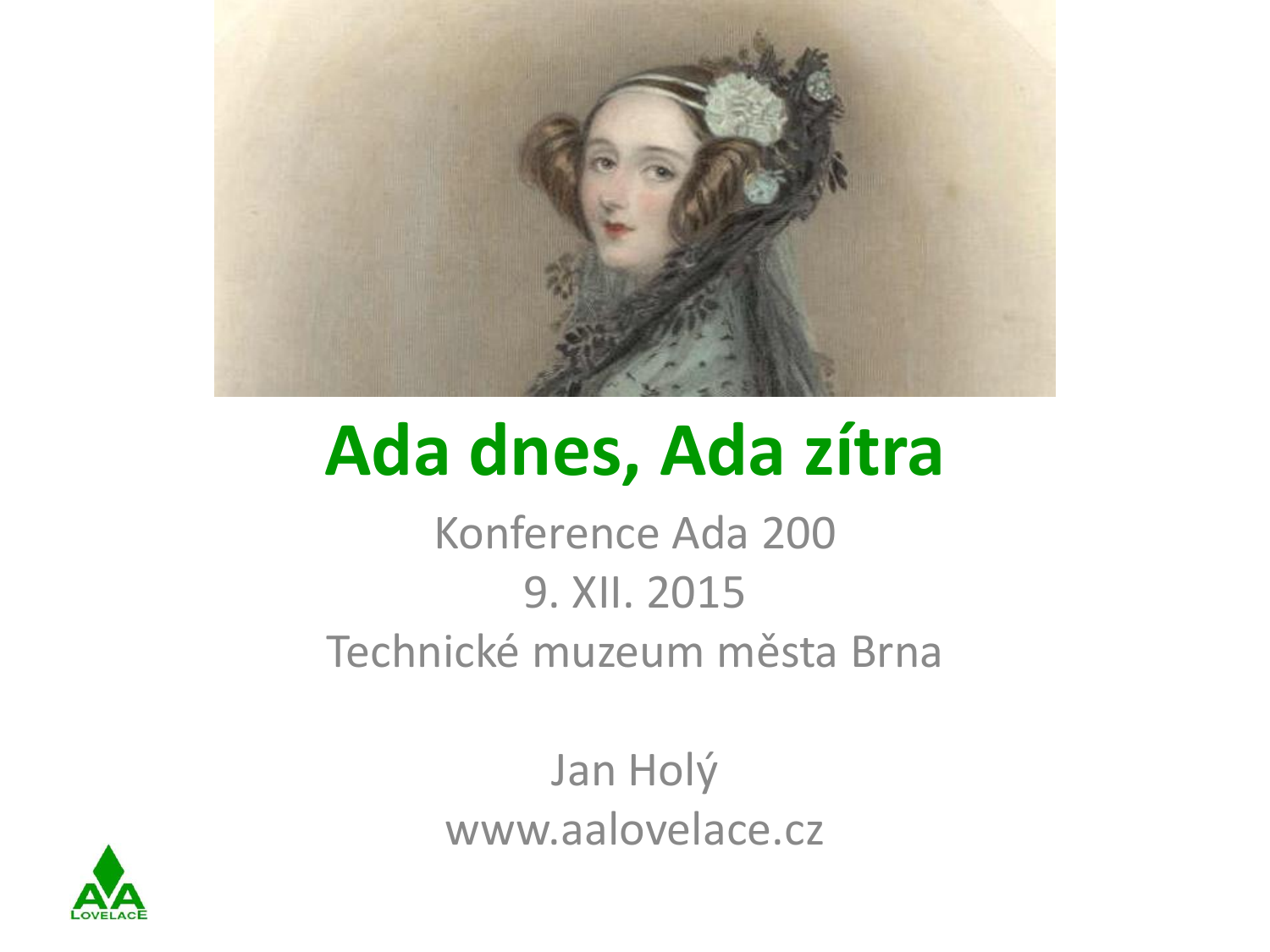# Ada dnes, Ada zítra

Konference Ada 200

9. XII. 2015

Technické muzeum města Brna

Jan Holý

www.aalovelace.cz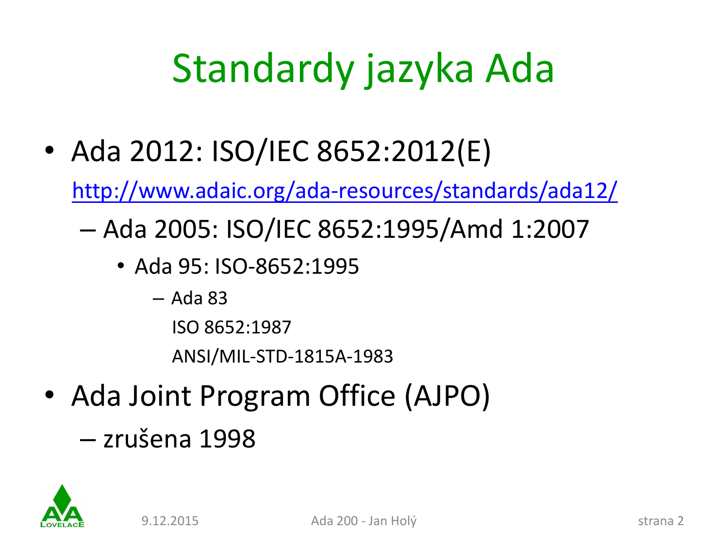# Standardy jazyka Ada

- Ada 2012: ISO/IEC 8652:2012(E)

  http://www.adaic.org/ada-resources/standards/ada12/

  - Ada 2005: ISO/IEC 8652:1995/Amd 1:2007
    - Ada 95: ISO-8652:1995
      - Ada 83

        ISO 8652:1987

        ANSI/MIL-STD-1815A-1983

- Ada Joint Program Office (AJPO)
  - zrušena 1998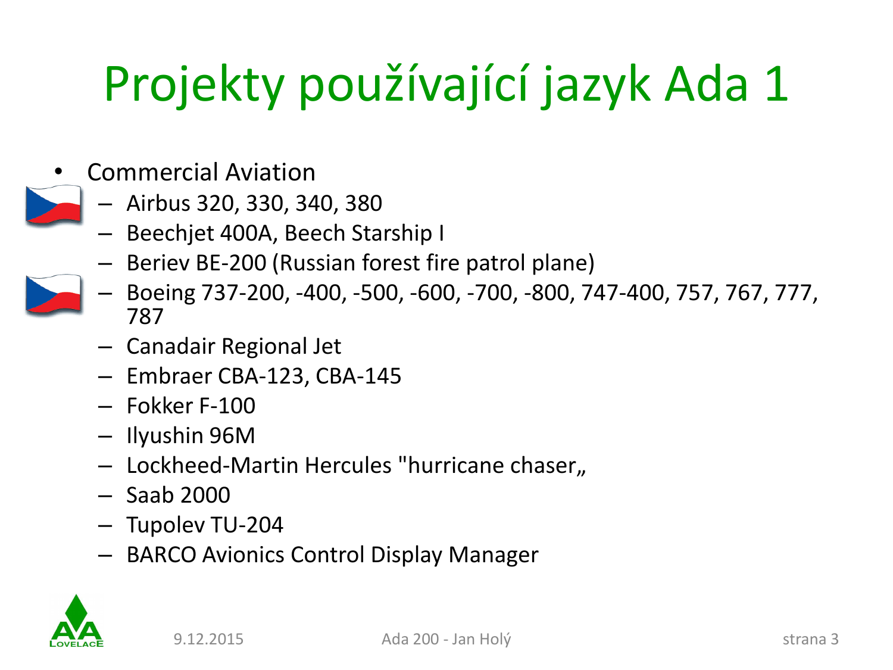# Projekty používající jazyk Ada 1

- Commercial Aviation
  - Airbus 320, 330, 340, 380
  - Beechjet 400A, Beech Starship I
  - Beriev BE-200 (Russian forest fire patrol plane)
  - Boeing 737-200, -400, -500, -600, -700, -800, 747-400, 757, 767, 777, 787
  - Canadair Regional Jet
  - Embraer CBA-123, CBA-145
  - Fokker F-100
  - Ilyushin 96M
  - Lockheed-Martin Hercules "hurricane chaser„
  - Saab 2000
  - Tupolev TU-204
  - BARCO Avionics Control Display Manager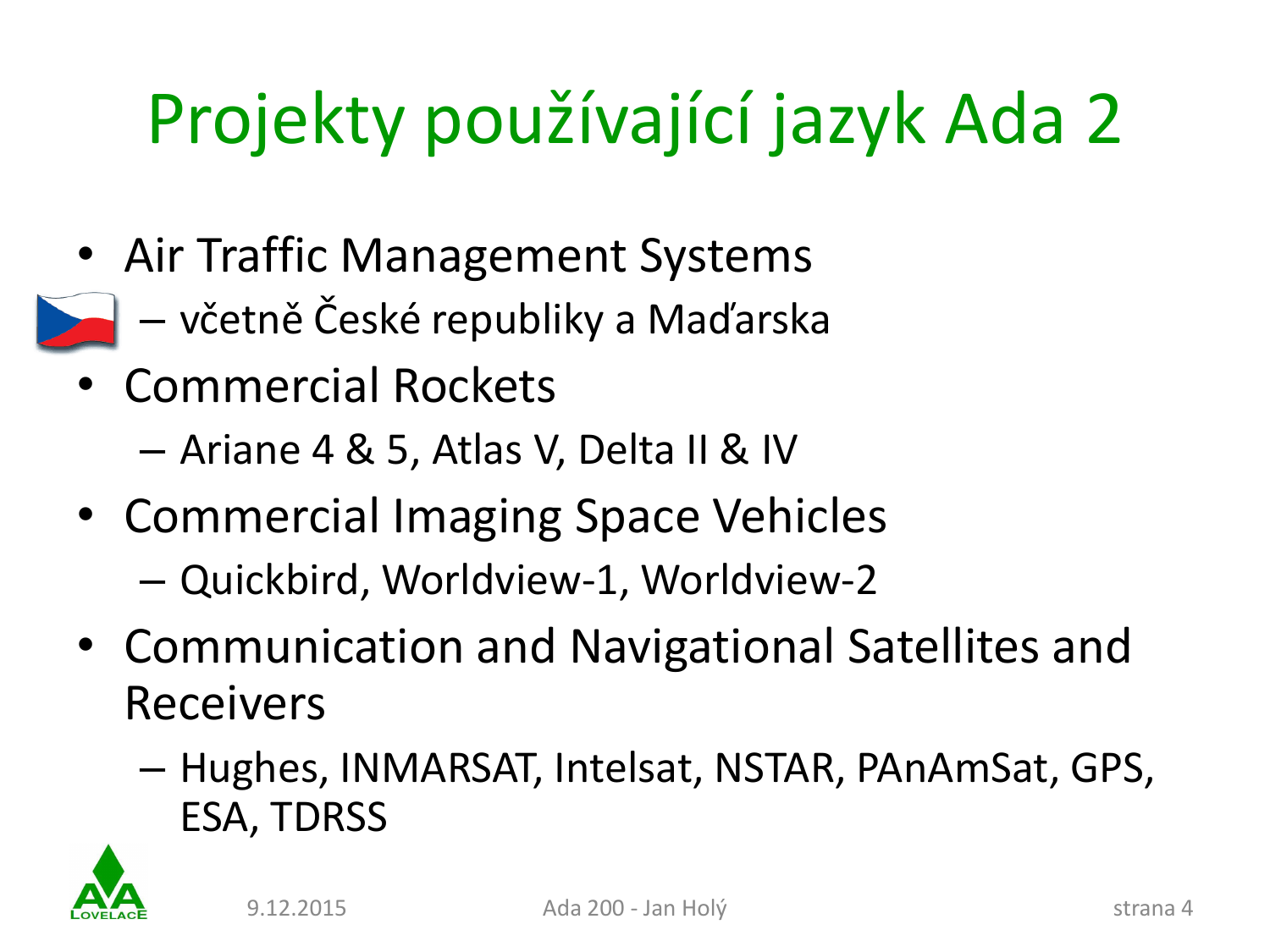# Projekty používající jazyk Ada 2

- Air Traffic Management Systems
  - včetně České republiky a Maďarska
- Commercial Rockets
  - Ariane 4 & 5, Atlas V, Delta II & IV
- Commercial Imaging Space Vehicles
  - Quickbird, Worldview-1, Worldview-2
- Communication and Navigational Satellites and Receivers
  - Hughes, INMARSAT, Intelsat, NSTAR, PAnAmSat, GPS, ESA, TDRSS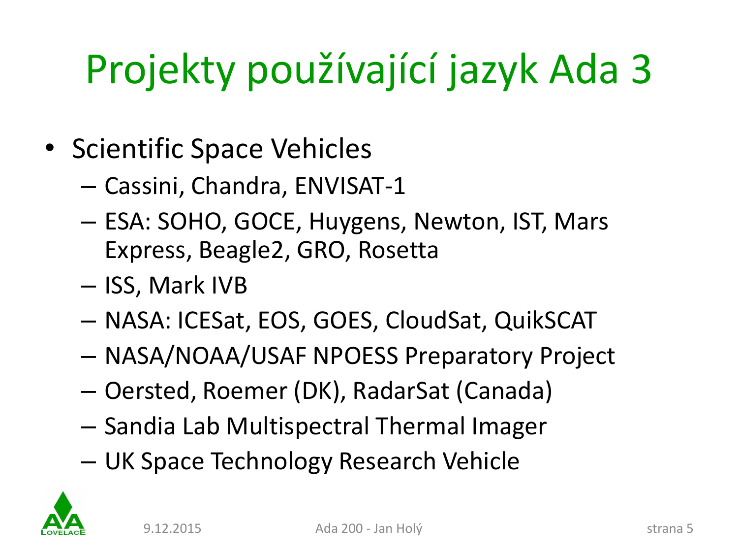# Projekty používající jazyk Ada 3

- Scientific Space Vehicles
  - Cassini, Chandra, ENVISAT-1
  - ESA: SOHO, GOCE, Huygens, Newton, IST, Mars Express, Beagle2, GRO, Rosetta
  - ISS, Mark IVB
  - NASA: ICESat, EOS, GOES, CloudSat, QuikSCAT
  - NASA/NOAA/USAF NPOESS Preparatory Project
  - Oersted, Roemer (DK), RadarSat (Canada)
  - Sandia Lab Multispectral Thermal Imager
  - UK Space Technology Research Vehicle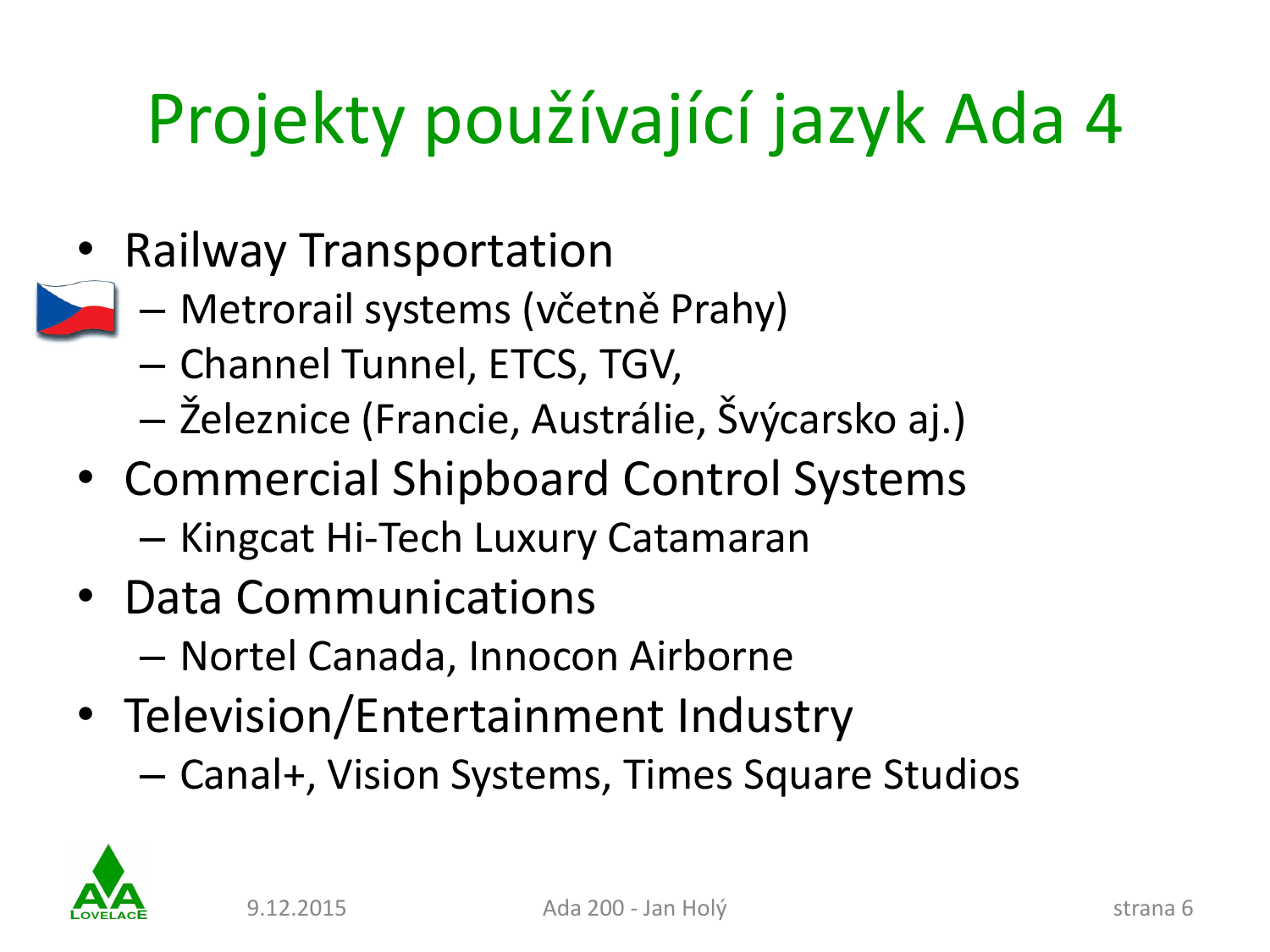# Projekty používající jazyk Ada 4

- Railway Transportation
  - Metrorail systems (včetně Prahy)
  - Channel Tunnel, ETCS, TGV,
  - Železnice (Francie, Austrálie, Švýcarsko aj.)
- Commercial Shipboard Control Systems
  - Kingcat Hi-Tech Luxury Catamaran
- Data Communications
  - Nortel Canada, Innocon Airborne
- Television/Entertainment Industry
  - Canal+, Vision Systems, Times Square Studios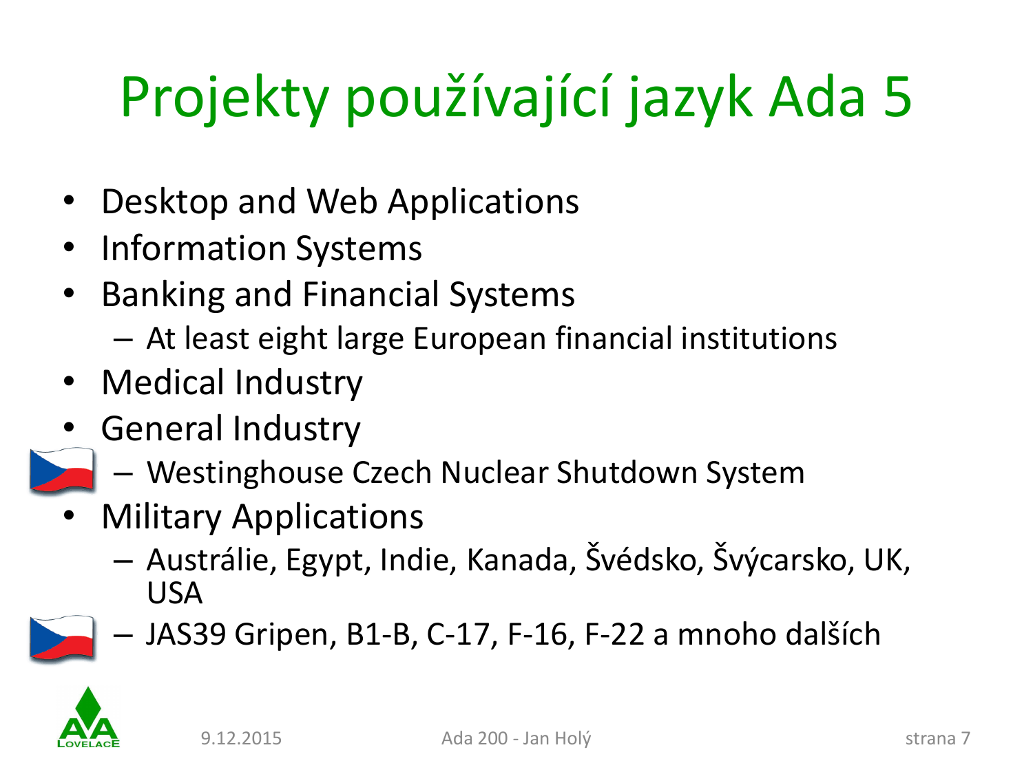# Projekty používající jazyk Ada 5

- Desktop and Web Applications
- Information Systems
- Banking and Financial Systems
  - At least eight large European financial institutions
- Medical Industry
- General Industry
  - Westinghouse Czech Nuclear Shutdown System
- Military Applications
  - Austrálie, Egypt, Indie, Kanada, Švédsko, Švýcarsko, UK, USA
  - JAS39 Gripen, B1-B, C-17, F-16, F-22 a mnoho dalších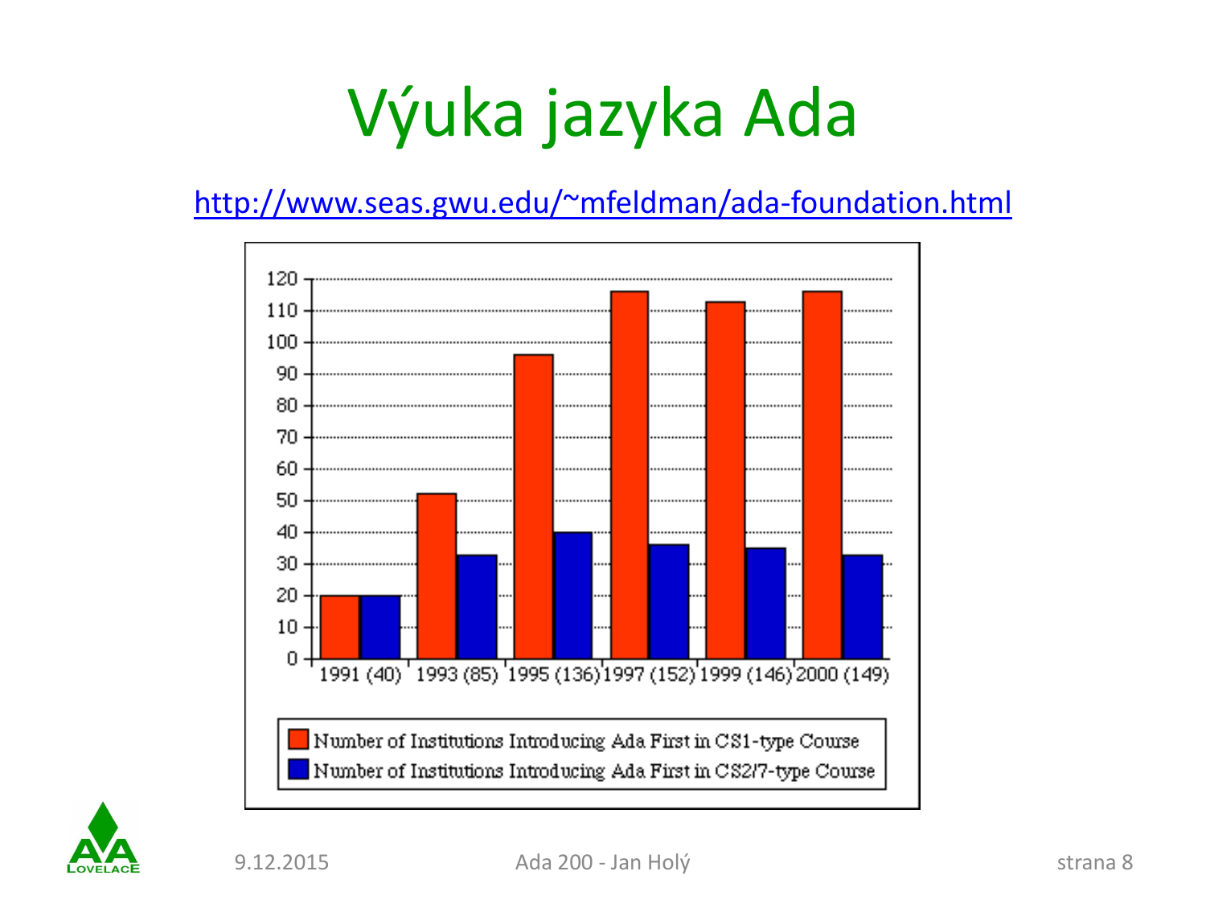# Výuka jazyka Ada

http://www.seas.gwu.edu/~mfeldman/ada-foundation.html

| Year (total) | Number of Institutions Introducing Ada First in CS1-type Course | Number of Institutions Introducing Ada First in CS2/7-type Course |
| --- | --- | --- |
| 1991 (40) | 20 | 20 |
| 1993 (85) | 52 | 33 |
| 1995 (136) | 96 | 40 |
| 1997 (152) | 116 | 36 |
| 1999 (146) | 113 | 35 |
| 2000 (149) | 116 | 33 |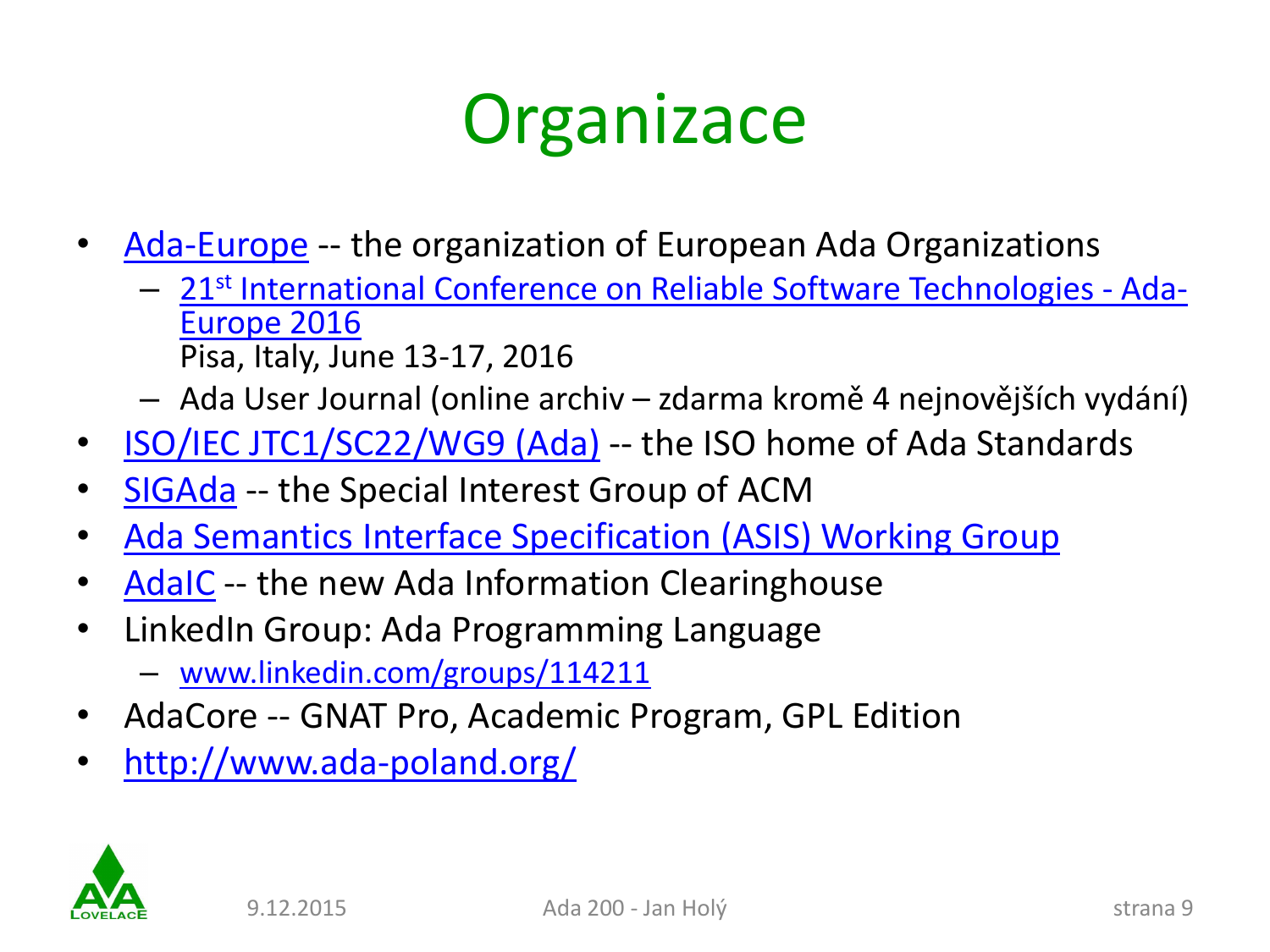# Organizace

- Ada-Europe -- the organization of European Ada Organizations
  - 21st International Conference on Reliable Software Technologies - Ada-Europe 2016
    Pisa, Italy, June 13-17, 2016
  - Ada User Journal (online archiv – zdarma kromě 4 nejnovějších vydání)
- ISO/IEC JTC1/SC22/WG9 (Ada) -- the ISO home of Ada Standards
- SIGAda -- the Special Interest Group of ACM
- Ada Semantics Interface Specification (ASIS) Working Group
- AdaIC -- the new Ada Information Clearinghouse
- LinkedIn Group: Ada Programming Language
  - www.linkedin.com/groups/114211
- AdaCore -- GNAT Pro, Academic Program, GPL Edition
- http://www.ada-poland.org/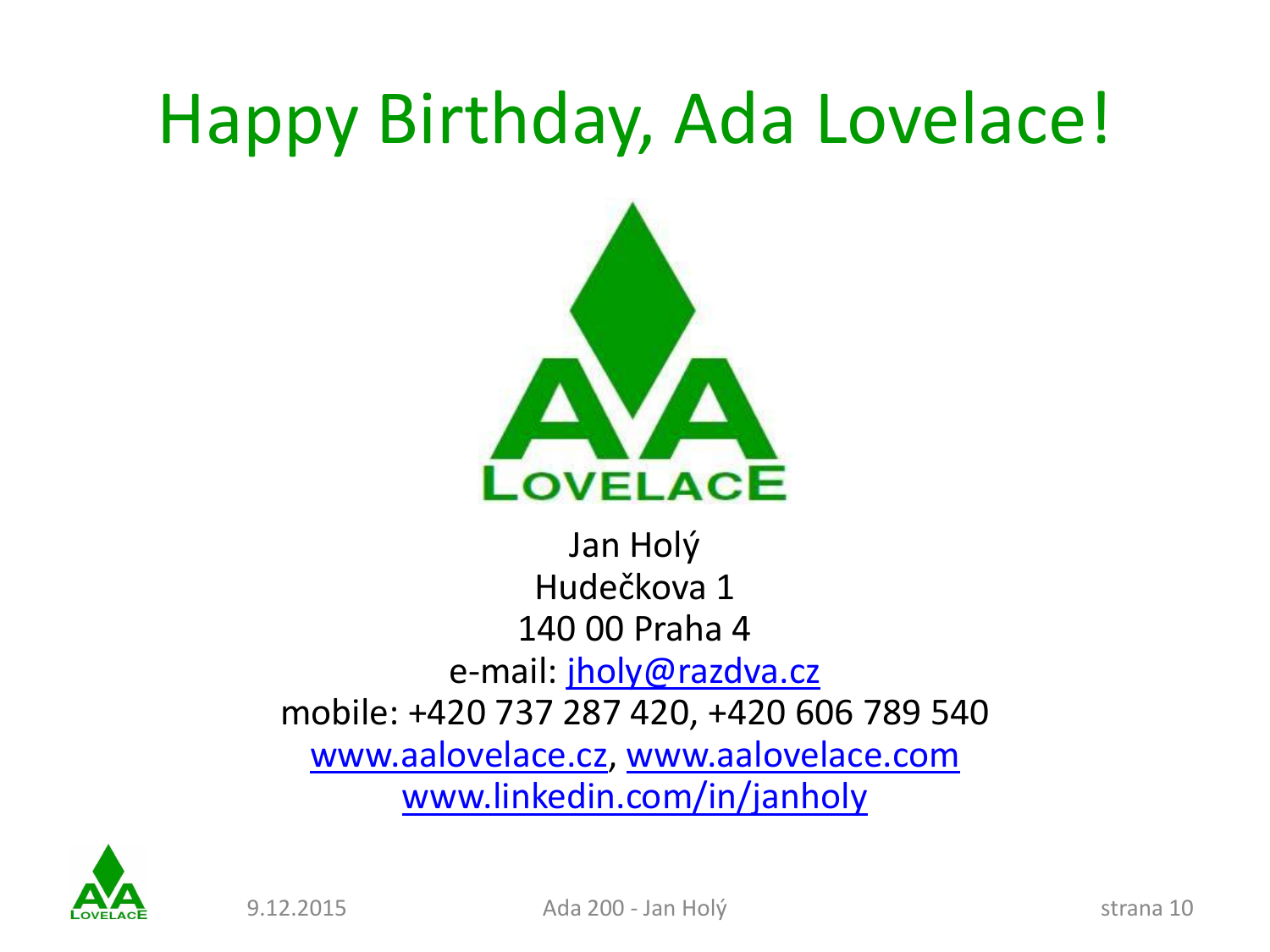# Happy Birthday, Ada Lovelace!

Jan Holý
Hudečkova 1
140 00 Praha 4
e-mail: jholy@razdva.cz
mobile: +420 737 287 420, +420 606 789 540
www.aalovelace.cz, www.aalovelace.com
www.linkedin.com/in/janholy